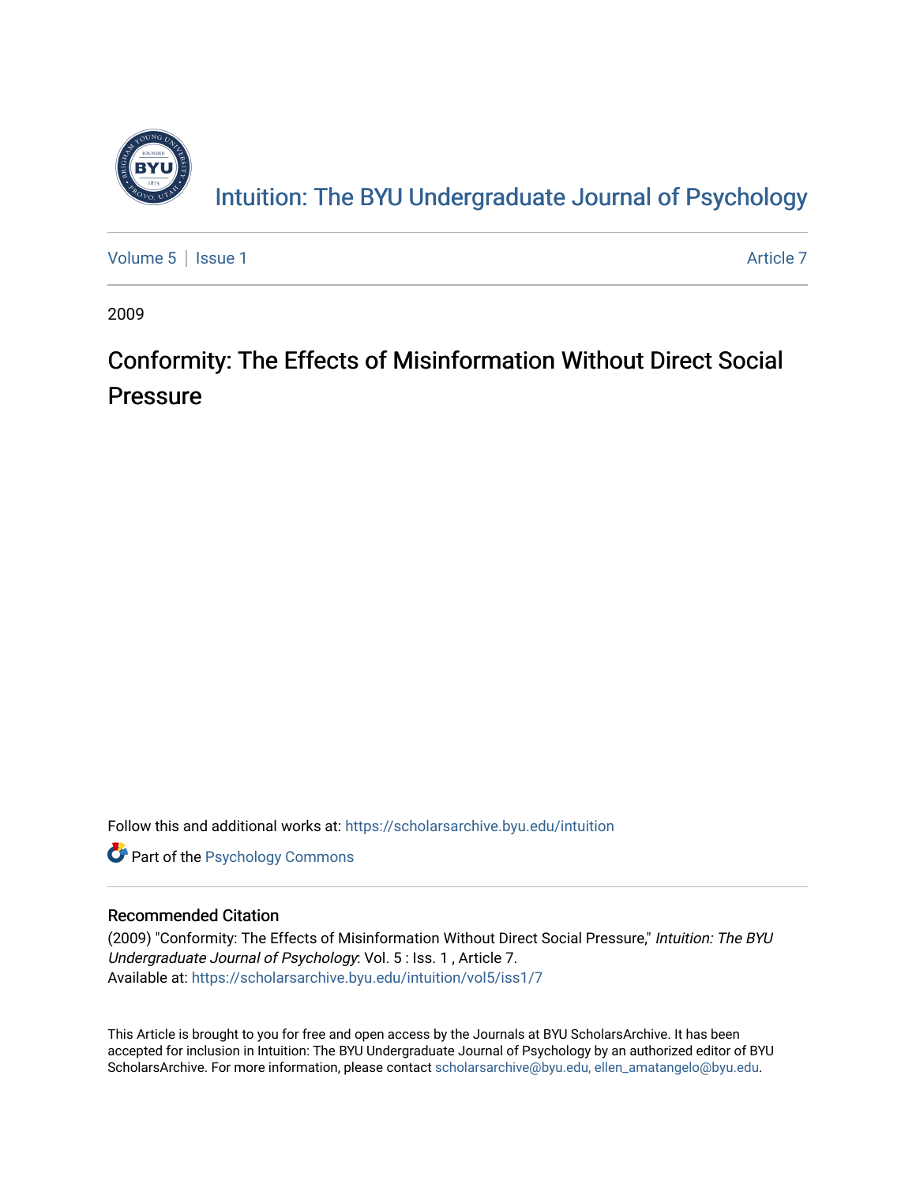# Intuition: The BYU Undergraduate Journal of Psychology

Volume 5 | Issue 1 | Article 7

2009

## Conformity: The Effects of Misinformation Without Direct Social Pressure

Follow this and additional works at: https://scholarsarchive.byu.edu/intuition

Part of the Psychology Commons

### Recommended Citation

(2009) "Conformity: The Effects of Misinformation Without Direct Social Pressure," *Intuition: The BYU Undergraduate Journal of Psychology*: Vol. 5 : Iss. 1 , Article 7.
Available at: https://scholarsarchive.byu.edu/intuition/vol5/iss1/7

This Article is brought to you for free and open access by the Journals at BYU ScholarsArchive. It has been accepted for inclusion in Intuition: The BYU Undergraduate Journal of Psychology by an authorized editor of BYU ScholarsArchive. For more information, please contact scholarsarchive@byu.edu, ellen_amatangelo@byu.edu.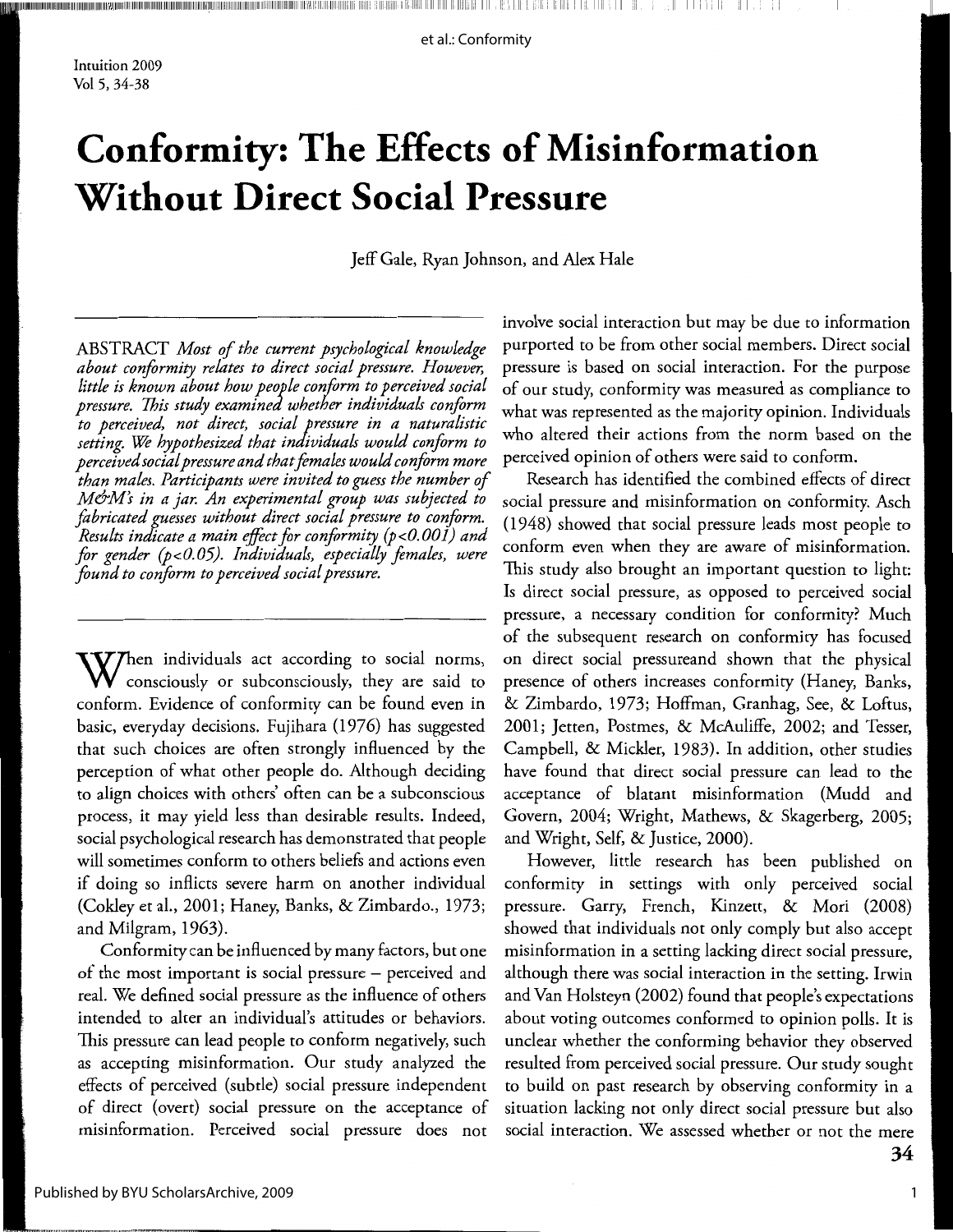# Conformity: The Effects of Misinformation Without Direct Social Pressure

Jeff Gale, Ryan Johnson, and Alex Hale

ABSTRACT *Most of the current psychological knowledge about conformity relates to direct social pressure. However, little is known about how people conform to perceived social pressure. This study examined whether individuals conform to perceived, not direct, social pressure in a naturalistic setting. We hypothesized that individuals would conform to perceived social pressure and that females would conform more than males. Participants were invited to guess the number of M&M's in a jar. An experimental group was subjected to fabricated guesses without direct social pressure to conform. Results indicate a main effect for conformity ($p<0.001$) and for gender ($p<0.05$). Individuals, especially females, were found to conform to perceived social pressure.*

When individuals act according to social norms, consciously or subconsciously, they are said to conform. Evidence of conformity can be found even in basic, everyday decisions. Fujihara (1976) has suggested that such choices are often strongly influenced by the perception of what other people do. Although deciding to align choices with others' often can be a subconscious process, it may yield less than desirable results. Indeed, social psychological research has demonstrated that people will sometimes conform to others beliefs and actions even if doing so inflicts severe harm on another individual (Cokley et al., 2001; Haney, Banks, & Zimbardo., 1973; and Milgram, 1963).

Conformity can be influenced by many factors, but one of the most important is social pressure – perceived and real. We defined social pressure as the influence of others intended to alter an individual's attitudes or behaviors. This pressure can lead people to conform negatively, such as accepting misinformation. Our study analyzed the effects of perceived (subtle) social pressure independent of direct (overt) social pressure on the acceptance of misinformation. Perceived social pressure does not involve social interaction but may be due to information purported to be from other social members. Direct social pressure is based on social interaction. For the purpose of our study, conformity was measured as compliance to what was represented as the majority opinion. Individuals who altered their actions from the norm based on the perceived opinion of others were said to conform.

Research has identified the combined effects of direct social pressure and misinformation on conformity. Asch (1948) showed that social pressure leads most people to conform even when they are aware of misinformation. This study also brought an important question to light: Is direct social pressure, as opposed to perceived social pressure, a necessary condition for conformity? Much of the subsequent research on conformity has focused on direct social pressureand shown that the physical presence of others increases conformity (Haney, Banks, & Zimbardo, 1973; Hoffman, Granhag, See, & Loftus, 2001; Jetten, Postmes, & McAuliffe, 2002; and Tesser, Campbell, & Mickler, 1983). In addition, other studies have found that direct social pressure can lead to the acceptance of blatant misinformation (Mudd and Govern, 2004; Wright, Mathews, & Skagerberg, 2005; and Wright, Self, & Justice, 2000).

However, little research has been published on conformity in settings with only perceived social pressure. Garry, French, Kinzett, & Mori (2008) showed that individuals not only comply but also accept misinformation in a setting lacking direct social pressure, although there was social interaction in the setting. Irwin and Van Holsteyn (2002) found that people's expectations about voting outcomes conformed to opinion polls. It is unclear whether the conforming behavior they observed resulted from perceived social pressure. Our study sought to build on past research by observing conformity in a situation lacking not only direct social pressure but also social interaction. We assessed whether or not the mere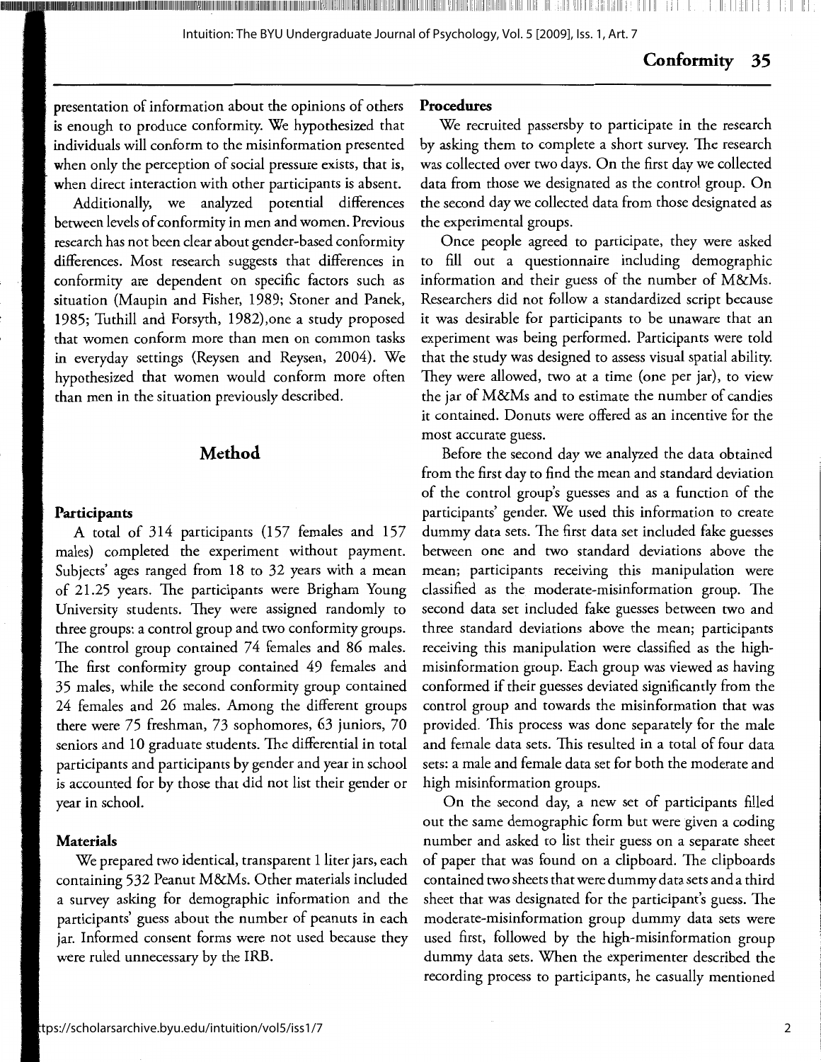presentation of information about the opinions of others is enough to produce conformity. We hypothesized that individuals will conform to the misinformation presented when only the perception of social pressure exists, that is, when direct interaction with other participants is absent.

Additionally, we analyzed potential differences between levels of conformity in men and women. Previous research has not been clear about gender-based conformity differences. Most research suggests that differences in conformity are dependent on specific factors such as situation (Maupin and Fisher, 1989; Stoner and Panek, 1985; Tuthill and Forsyth, 1982),one a study proposed that women conform more than men on common tasks in everyday settings (Reysen and Reysen, 2004). We hypothesized that women would conform more often than men in the situation previously described.

## Method

### Participants

A total of 314 participants (157 females and 157 males) completed the experiment without payment. Subjects' ages ranged from 18 to 32 years with a mean of 21.25 years. The participants were Brigham Young University students. They were assigned randomly to three groups: a control group and two conformity groups. The control group contained 74 females and 86 males. The first conformity group contained 49 females and 35 males, while the second conformity group contained 24 females and 26 males. Among the different groups there were 75 freshman, 73 sophomores, 63 juniors, 70 seniors and 10 graduate students. The differential in total participants and participants by gender and year in school is accounted for by those that did not list their gender or year in school.

### Materials

We prepared two identical, transparent 1 liter jars, each containing 532 Peanut M&Ms. Other materials included a survey asking for demographic information and the participants' guess about the number of peanuts in each jar. Informed consent forms were not used because they were ruled unnecessary by the IRB.

### Procedures

We recruited passersby to participate in the research by asking them to complete a short survey. The research was collected over two days. On the first day we collected data from those we designated as the control group. On the second day we collected data from those designated as the experimental groups.

Once people agreed to participate, they were asked to fill out a questionnaire including demographic information and their guess of the number of M&Ms. Researchers did not follow a standardized script because it was desirable for participants to be unaware that an experiment was being performed. Participants were told that the study was designed to assess visual spatial ability. They were allowed, two at a time (one per jar), to view the jar of M&Ms and to estimate the number of candies it contained. Donuts were offered as an incentive for the most accurate guess.

Before the second day we analyzed the data obtained from the first day to find the mean and standard deviation of the control group's guesses and as a function of the participants' gender. We used this information to create dummy data sets. The first data set included fake guesses between one and two standard deviations above the mean; participants receiving this manipulation were classified as the moderate-misinformation group. The second data set included fake guesses between two and three standard deviations above the mean; participants receiving this manipulation were classified as the high-misinformation group. Each group was viewed as having conformed if their guesses deviated significantly from the control group and towards the misinformation that was provided. This process was done separately for the male and female data sets. This resulted in a total of four data sets: a male and female data set for both the moderate and high misinformation groups.

On the second day, a new set of participants filled out the same demographic form but were given a coding number and asked to list their guess on a separate sheet of paper that was found on a clipboard. The clipboards contained two sheets that were dummy data sets and a third sheet that was designated for the participant's guess. The moderate-misinformation group dummy data sets were used first, followed by the high-misinformation group dummy data sets. When the experimenter described the recording process to participants, he casually mentioned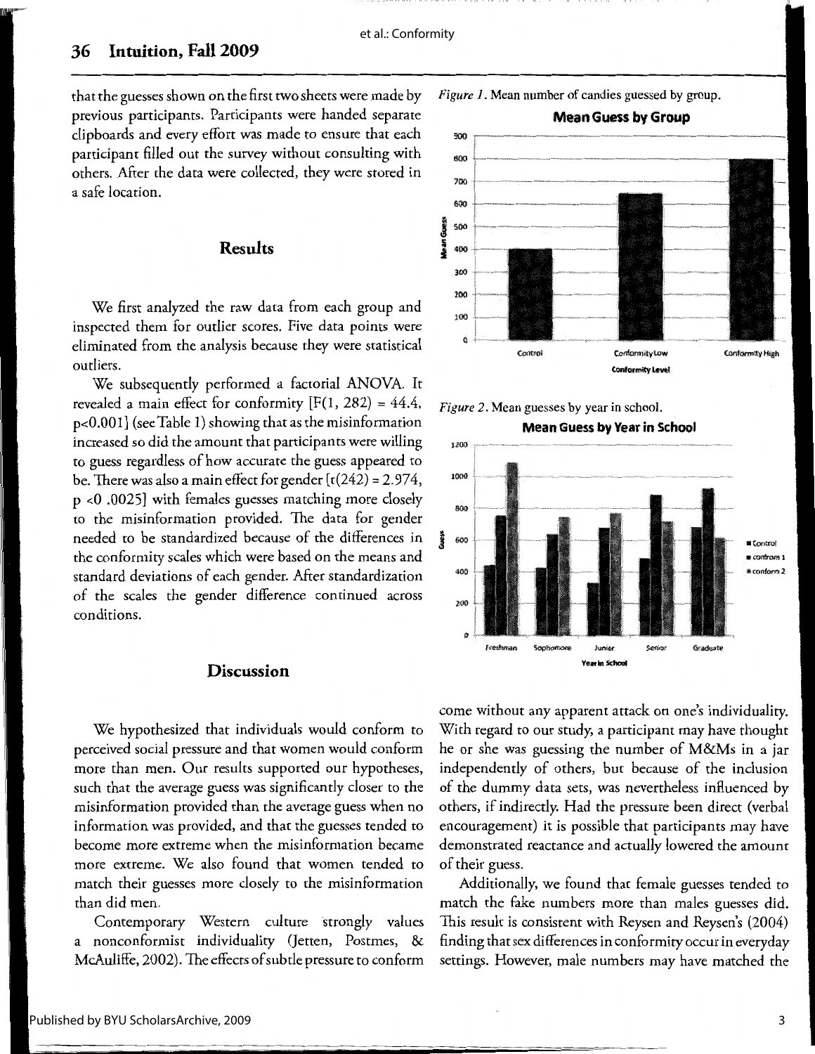that the guesses shown on the first two sheets were made by previous participants. Participants were handed separate clipboards and every effort was made to ensure that each participant filled out the survey without consulting with others. After the data were collected, they were stored in a safe location.

## Results

We first analyzed the raw data from each group and inspected them for outlier scores. Five data points were eliminated from the analysis because they were statistical outliers.

We subsequently performed a factorial ANOVA. It revealed a main effect for conformity [$F(1, 282) = 44.4$, $p<0.001$] (see Table 1) showing that as the misinformation increased so did the amount that participants were willing to guess regardless of how accurate the guess appeared to be. There was also a main effect for gender [$t(242) = 2.974$, $p < 0.0025$] with females guesses matching more closely to the misinformation provided. The data for gender needed to be standardized because of the differences in the conformity scales which were based on the means and standard deviations of each gender. After standardization of the scales the gender difference continued across conditions.

*Figure 1.* Mean number of candies guessed by group.

*Figure 2.* Mean guesses by year in school.

## Discussion

We hypothesized that individuals would conform to perceived social pressure and that women would conform more than men. Our results supported our hypotheses, such that the average guess was significantly closer to the misinformation provided than the average guess when no information was provided, and that the guesses tended to become more extreme when the misinformation became more extreme. We also found that women tended to match their guesses more closely to the misinformation than did men.

Contemporary Western culture strongly values a nonconformist individuality (Jetten, Postmes, & McAuliffe, 2002). The effects of subtle pressure to conform come without any apparent attack on one's individuality. With regard to our study, a participant may have thought he or she was guessing the number of M&Ms in a jar independently of others, but because of the inclusion of the dummy data sets, was nevertheless influenced by others, if indirectly. Had the pressure been direct (verbal encouragement) it is possible that participants may have demonstrated reactance and actually lowered the amount of their guess.

Additionally, we found that female guesses tended to match the fake numbers more than males guesses did. This result is consistent with Reysen and Reysen's (2004) finding that sex differences in conformity occur in everyday settings. However, male numbers may have matched the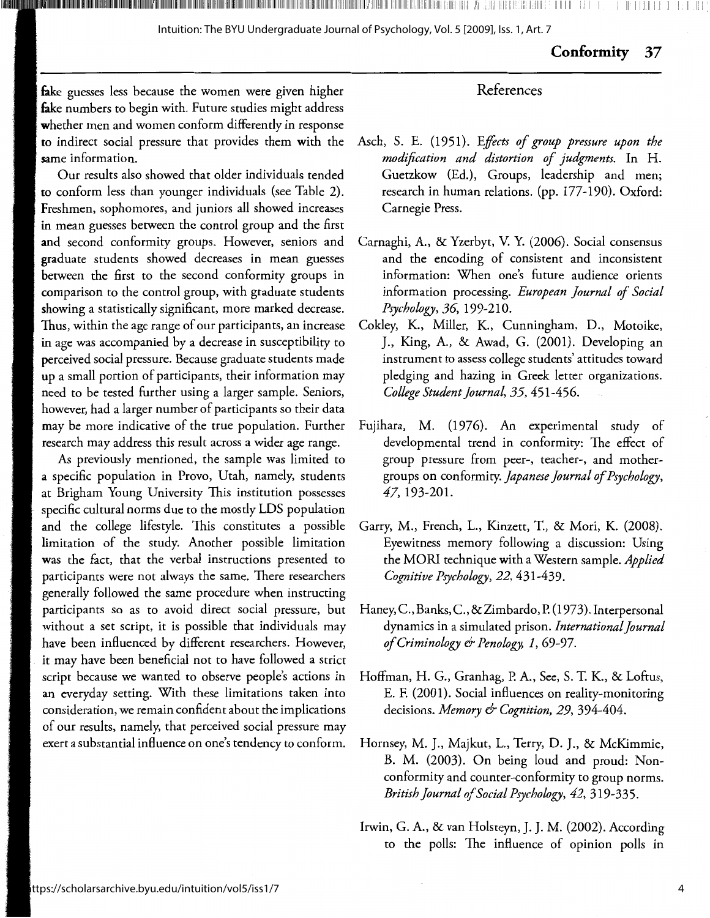fake guesses less because the women were given higher fake numbers to begin with. Future studies might address whether men and women conform differently in response to indirect social pressure that provides them with the same information.

Our results also showed that older individuals tended to conform less than younger individuals (see Table 2). Freshmen, sophomores, and juniors all showed increases in mean guesses between the control group and the first and second conformity groups. However, seniors and graduate students showed decreases in mean guesses between the first to the second conformity groups in comparison to the control group, with graduate students showing a statistically significant, more marked decrease. Thus, within the age range of our participants, an increase in age was accompanied by a decrease in susceptibility to perceived social pressure. Because graduate students made up a small portion of participants, their information may need to be tested further using a larger sample. Seniors, however, had a larger number of participants so their data may be more indicative of the true population. Further research may address this result across a wider age range.

As previously mentioned, the sample was limited to a specific population in Provo, Utah, namely, students at Brigham Young University This institution possesses specific cultural norms due to the mostly LDS population and the college lifestyle. This constitutes a possible limitation of the study. Another possible limitation was the fact, that the verbal instructions presented to participants were not always the same. There researchers generally followed the same procedure when instructing participants so as to avoid direct social pressure, but without a set script, it is possible that individuals may have been influenced by different researchers. However, it may have been beneficial not to have followed a strict script because we wanted to observe people's actions in an everyday setting. With these limitations taken into consideration, we remain confident about the implications of our results, namely, that perceived social pressure may exert a substantial influence on one's tendency to conform.

## References

Asch, S. E. (1951). *Effects of group pressure upon the modification and distortion of judgments.* In H. Guetzkow (Ed.), Groups, leadership and men; research in human relations. (pp. 177-190). Oxford: Carnegie Press.

Carnaghi, A., & Yzerbyt, V. Y. (2006). Social consensus and the encoding of consistent and inconsistent information: When one's future audience orients information processing. *European Journal of Social Psychology, 36*, 199-210.

Cokley, K., Miller, K., Cunningham, D., Motoike, J., King, A., & Awad, G. (2001). Developing an instrument to assess college students' attitudes toward pledging and hazing in Greek letter organizations. *College Student Journal, 35*, 451-456.

Fujihara, M. (1976). An experimental study of developmental trend in conformity: The effect of group pressure from peer-, teacher-, and mother-groups on conformity. *Japanese Journal of Psychology, 47*, 193-201.

Garry, M., French, L., Kinzett, T., & Mori, K. (2008). Eyewitness memory following a discussion: Using the MORI technique with a Western sample. *Applied Cognitive Psychology, 22*, 431-439.

Haney, C., Banks, C., & Zimbardo, P. (1973). Interpersonal dynamics in a simulated prison. *International Journal of Criminology & Penology, 1*, 69-97.

Hoffman, H. G., Granhag, P. A., See, S. T. K., & Loftus, E. F. (2001). Social influences on reality-monitoring decisions. *Memory & Cognition, 29*, 394-404.

Hornsey, M. J., Majkut, L., Terry, D. J., & McKimmie, B. M. (2003). On being loud and proud: Non-conformity and counter-conformity to group norms. *British Journal of Social Psychology, 42*, 319-335.

Irwin, G. A., & van Holsteyn, J. J. M. (2002). According to the polls: The influence of opinion polls in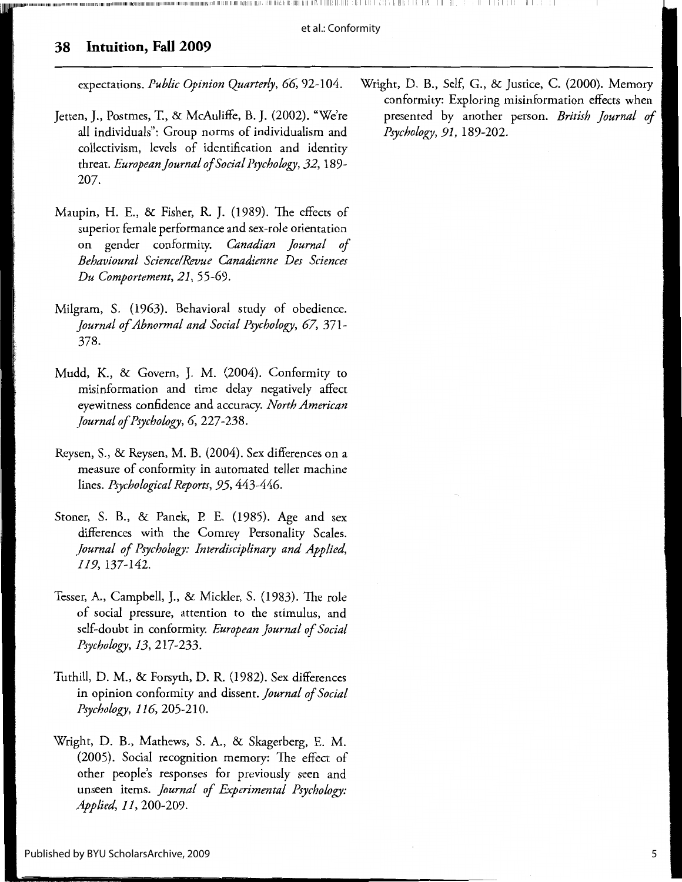expectations. *Public Opinion Quarterly, 66*, 92-104.

Jetten, J., Postmes, T., & McAuliffe, B. J. (2002). "We're all individuals": Group norms of individualism and collectivism, levels of identification and identity threat. *European Journal of Social Psychology, 32*, 189-207.

Maupin, H. E., & Fisher, R. J. (1989). The effects of superior female performance and sex-role orientation on gender conformity. *Canadian Journal of Behavioural Science/Revue Canadienne Des Sciences Du Comportement, 21*, 55-69.

Milgram, S. (1963). Behavioral study of obedience. *Journal of Abnormal and Social Psychology, 67*, 371-378.

Mudd, K., & Govern, J. M. (2004). Conformity to misinformation and time delay negatively affect eyewitness confidence and accuracy. *North American Journal of Psychology, 6*, 227-238.

Reysen, S., & Reysen, M. B. (2004). Sex differences on a measure of conformity in automated teller machine lines. *Psychological Reports, 95*, 443-446.

Stoner, S. B., & Panek, P. E. (1985). Age and sex differences with the Comrey Personality Scales. *Journal of Psychology: Interdisciplinary and Applied, 119*, 137-142.

Tesser, A., Campbell, J., & Mickler, S. (1983). The role of social pressure, attention to the stimulus, and self-doubt in conformity. *European Journal of Social Psychology, 13*, 217-233.

Tuthill, D. M., & Forsyth, D. R. (1982). Sex differences in opinion conformity and dissent. *Journal of Social Psychology, 116*, 205-210.

Wright, D. B., Mathews, S. A., & Skagerberg, E. M. (2005). Social recognition memory: The effect of other people's responses for previously seen and unseen items. *Journal of Experimental Psychology: Applied, 11*, 200-209.

Wright, D. B., Self, G., & Justice, C. (2000). Memory conformity: Exploring misinformation effects when presented by another person. *British Journal of Psychology, 91*, 189-202.